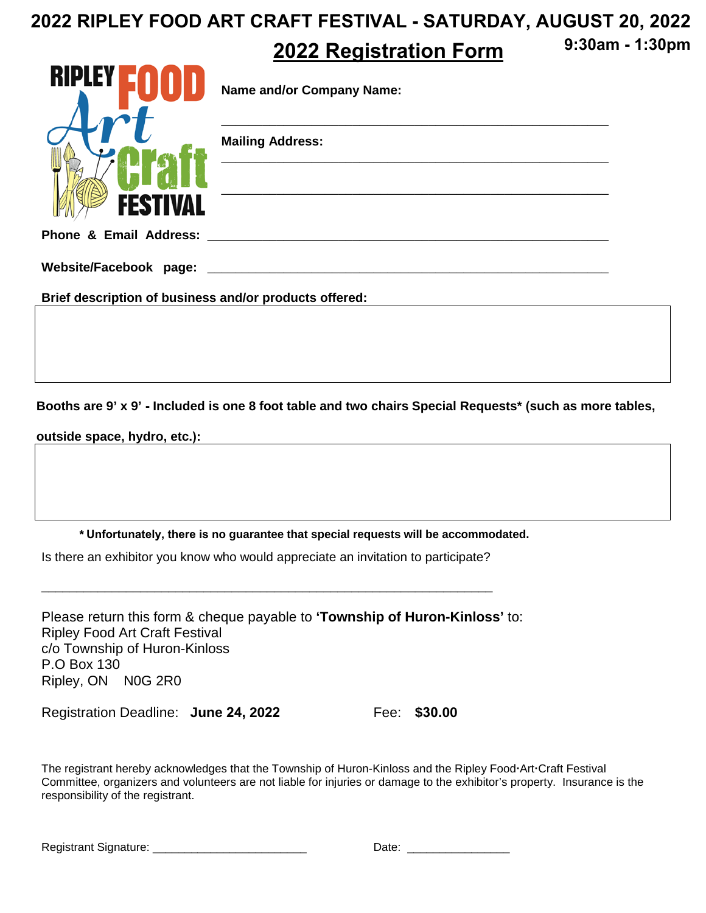# 2022 RIPLEY FOOD ART CRAFT FESTIVAL - SATURDAY, AUGUST 20, 2022

## 2022 Registration Form

**9:30am - 1:30pm**

RIPLEY FOOD Art Craft FESTIVAL

**Name and/or Company Name:** ______________________________________________

**Mailing Address:** ______________________________________________

______________________________________________

**Phone & Email Address:** ______________________________________________

**Website/Facebook page:** ______________________________________________

**Brief description of business and/or products offered:**

| |
|---|
| |

**Booths are 9' x 9' - Included is one 8 foot table and two chairs Special Requests* (such as more tables, outside space, hydro, etc.):**

| |
|---|
| |

**\* Unfortunately, there is no guarantee that special requests will be accommodated.**

Is there an exhibitor you know who would appreciate an invitation to participate?

______________________________________________

Please return this form & cheque payable to **'Township of Huron-Kinloss'** to:
Ripley Food Art Craft Festival
c/o Township of Huron-Kinloss
P.O Box 130
Ripley, ON N0G 2R0

Registration Deadline: **June 24, 2022** Fee: **$30.00**

The registrant hereby acknowledges that the Township of Huron-Kinloss and the Ripley Food·Art·Craft Festival Committee, organizers and volunteers are not liable for injuries or damage to the exhibitor's property. Insurance is the responsibility of the registrant.

Registrant Signature: ________________________ Date: ________________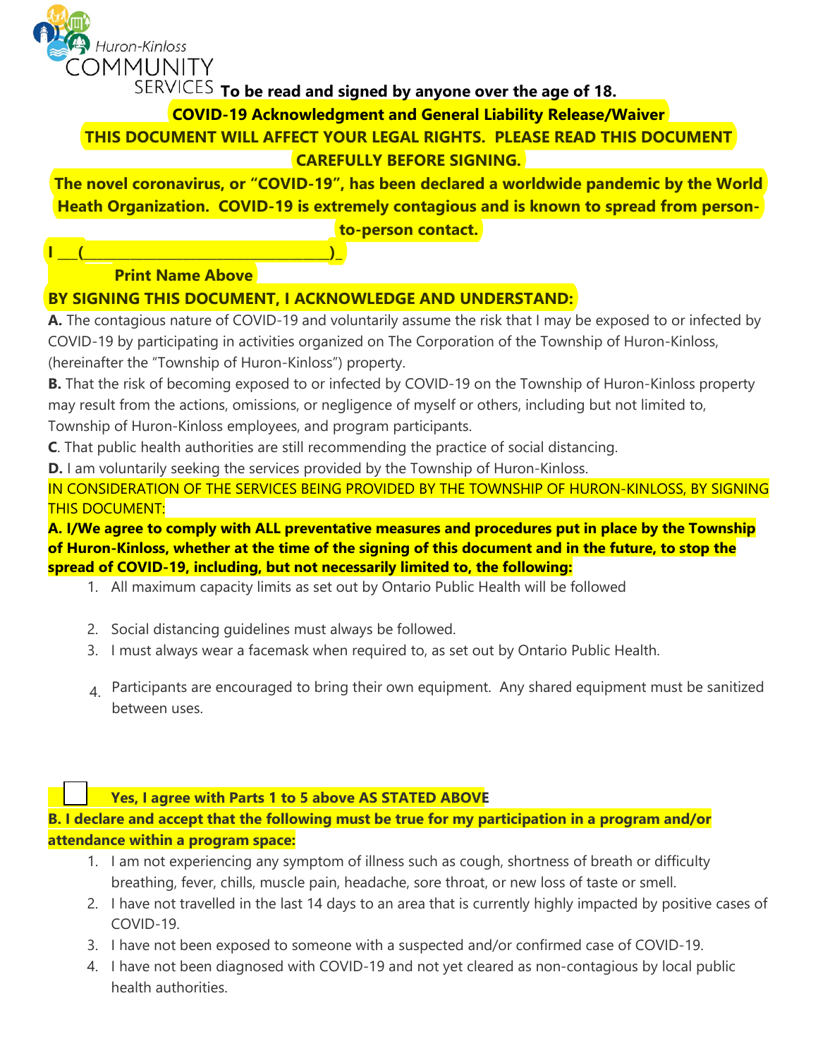Huron-Kinloss COMMUNITY SERVICES

**To be read and signed by anyone over the age of 18.**

**COVID-19 Acknowledgment and General Liability Release/Waiver**

**THIS DOCUMENT WILL AFFECT YOUR LEGAL RIGHTS. PLEASE READ THIS DOCUMENT CAREFULLY BEFORE SIGNING.**

**The novel coronavirus, or "COVID-19", has been declared a worldwide pandemic by the World Heath Organization. COVID-19 is extremely contagious and is known to spread from person-to-person contact.**

**I ___(__________________________________)_**

**Print Name Above**

**BY SIGNING THIS DOCUMENT, I ACKNOWLEDGE AND UNDERSTAND:**

**A.** The contagious nature of COVID-19 and voluntarily assume the risk that I may be exposed to or infected by COVID-19 by participating in activities organized on The Corporation of the Township of Huron-Kinloss, (hereinafter the "Township of Huron-Kinloss") property.

**B.** That the risk of becoming exposed to or infected by COVID-19 on the Township of Huron-Kinloss property may result from the actions, omissions, or negligence of myself or others, including but not limited to, Township of Huron-Kinloss employees, and program participants.

**C**. That public health authorities are still recommending the practice of social distancing.

**D.** I am voluntarily seeking the services provided by the Township of Huron-Kinloss.

IN CONSIDERATION OF THE SERVICES BEING PROVIDED BY THE TOWNSHIP OF HURON-KINLOSS, BY SIGNING THIS DOCUMENT:

**A. I/We agree to comply with ALL preventative measures and procedures put in place by the Township of Huron-Kinloss, whether at the time of the signing of this document and in the future, to stop the spread of COVID-19, including, but not necessarily limited to, the following:**

1. All maximum capacity limits as set out by Ontario Public Health will be followed
2. Social distancing guidelines must always be followed.
3. I must always wear a facemask when required to, as set out by Ontario Public Health.
4. Participants are encouraged to bring their own equipment. Any shared equipment must be sanitized between uses.

☐ **Yes, I agree with Parts 1 to 5 above AS STATED ABOVE**

**B. I declare and accept that the following must be true for my participation in a program and/or attendance within a program space:**

1. I am not experiencing any symptom of illness such as cough, shortness of breath or difficulty breathing, fever, chills, muscle pain, headache, sore throat, or new loss of taste or smell.
2. I have not travelled in the last 14 days to an area that is currently highly impacted by positive cases of COVID-19.
3. I have not been exposed to someone with a suspected and/or confirmed case of COVID-19.
4. I have not been diagnosed with COVID-19 and not yet cleared as non-contagious by local public health authorities.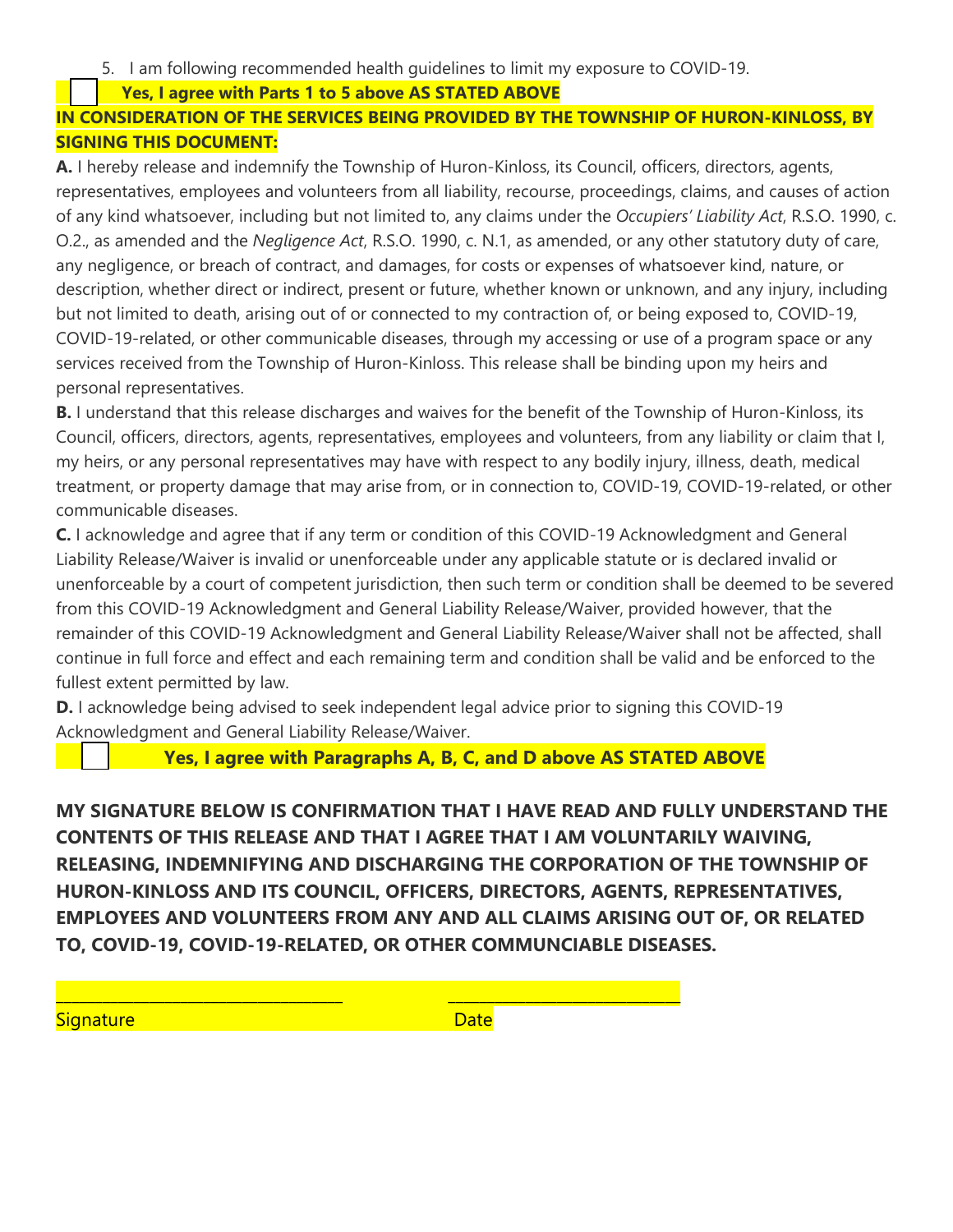5. I am following recommended health guidelines to limit my exposure to COVID-19.

☐ **Yes, I agree with Parts 1 to 5 above AS STATED ABOVE**

**IN CONSIDERATION OF THE SERVICES BEING PROVIDED BY THE TOWNSHIP OF HURON-KINLOSS, BY SIGNING THIS DOCUMENT:**

**A.** I hereby release and indemnify the Township of Huron-Kinloss, its Council, officers, directors, agents, representatives, employees and volunteers from all liability, recourse, proceedings, claims, and causes of action of any kind whatsoever, including but not limited to, any claims under the *Occupiers' Liability Act*, R.S.O. 1990, c. O.2., as amended and the *Negligence Act*, R.S.O. 1990, c. N.1, as amended, or any other statutory duty of care, any negligence, or breach of contract, and damages, for costs or expenses of whatsoever kind, nature, or description, whether direct or indirect, present or future, whether known or unknown, and any injury, including but not limited to death, arising out of or connected to my contraction of, or being exposed to, COVID-19, COVID-19-related, or other communicable diseases, through my accessing or use of a program space or any services received from the Township of Huron-Kinloss. This release shall be binding upon my heirs and personal representatives.

**B.** I understand that this release discharges and waives for the benefit of the Township of Huron-Kinloss, its Council, officers, directors, agents, representatives, employees and volunteers, from any liability or claim that I, my heirs, or any personal representatives may have with respect to any bodily injury, illness, death, medical treatment, or property damage that may arise from, or in connection to, COVID-19, COVID-19-related, or other communicable diseases.

**C.** I acknowledge and agree that if any term or condition of this COVID-19 Acknowledgment and General Liability Release/Waiver is invalid or unenforceable under any applicable statute or is declared invalid or unenforceable by a court of competent jurisdiction, then such term or condition shall be deemed to be severed from this COVID-19 Acknowledgment and General Liability Release/Waiver, provided however, that the remainder of this COVID-19 Acknowledgment and General Liability Release/Waiver shall not be affected, shall continue in full force and effect and each remaining term and condition shall be valid and be enforced to the fullest extent permitted by law.

**D.** I acknowledge being advised to seek independent legal advice prior to signing this COVID-19 Acknowledgment and General Liability Release/Waiver.

☐ **Yes, I agree with Paragraphs A, B, C, and D above AS STATED ABOVE**

**MY SIGNATURE BELOW IS CONFIRMATION THAT I HAVE READ AND FULLY UNDERSTAND THE CONTENTS OF THIS RELEASE AND THAT I AGREE THAT I AM VOLUNTARILY WAIVING, RELEASING, INDEMNIFYING AND DISCHARGING THE CORPORATION OF THE TOWNSHIP OF HURON-KINLOSS AND ITS COUNCIL, OFFICERS, DIRECTORS, AGENTS, REPRESENTATIVES, EMPLOYEES AND VOLUNTEERS FROM ANY AND ALL CLAIMS ARISING OUT OF, OR RELATED TO, COVID-19, COVID-19-RELATED, OR OTHER COMMUNCIABLE DISEASES.**

\_\_\_\_\_\_\_\_\_\_\_\_\_\_\_\_\_\_\_\_\_\_\_\_\_\_\_\_\_\_\_\_\_\_\_\_ \_\_\_\_\_\_\_\_\_\_\_\_\_\_\_\_\_\_\_\_\_\_\_\_\_\_\_\_\_\_

Signature Date